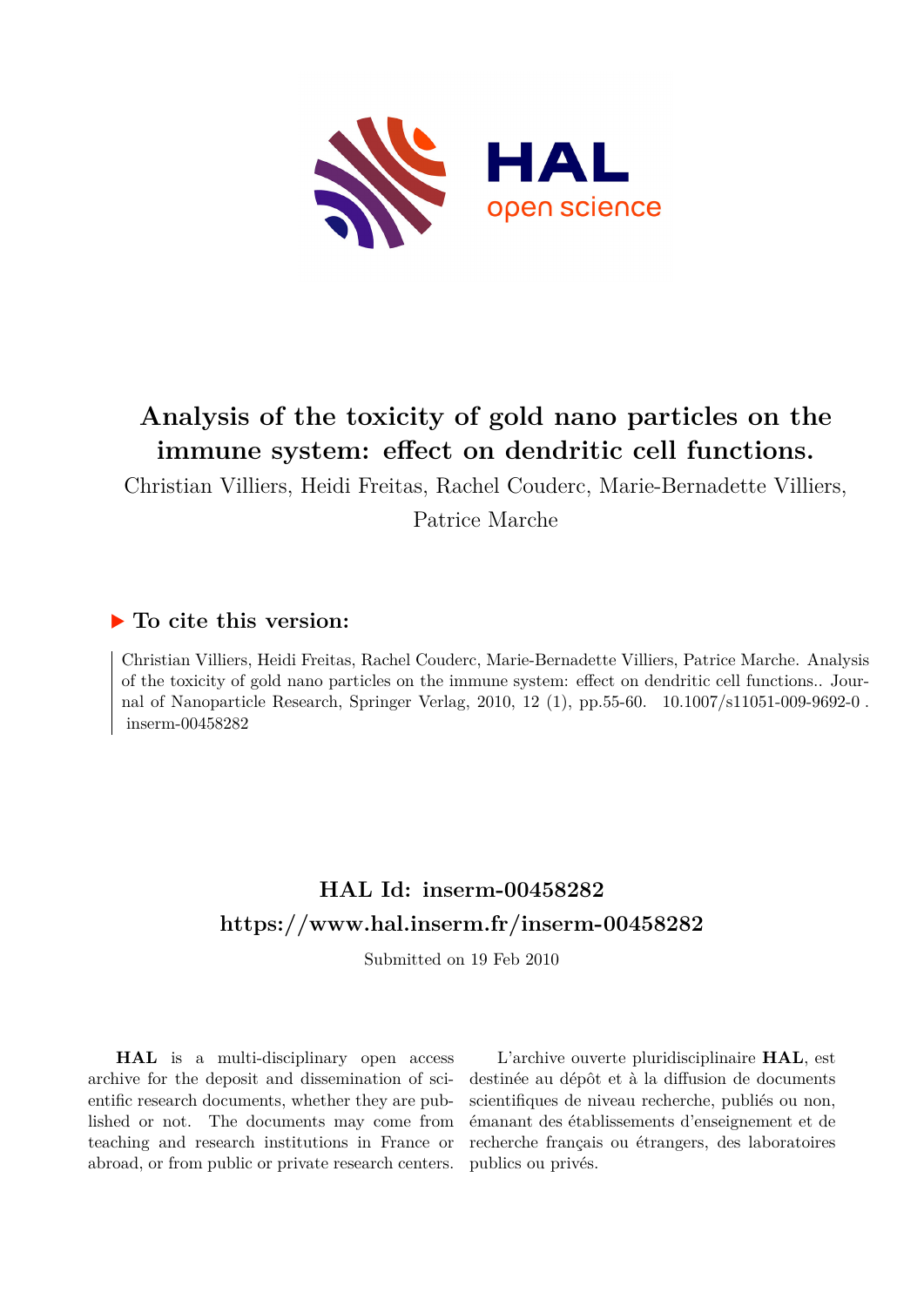# Analysis of the toxicity of gold nano particles on the immune system: effect on dendritic cell functions.

Christian Villiers, Heidi Freitas, Rachel Couderc, Marie-Bernadette Villiers, Patrice Marche

## ▶ To cite this version:

Christian Villiers, Heidi Freitas, Rachel Couderc, Marie-Bernadette Villiers, Patrice Marche. Analysis of the toxicity of gold nano particles on the immune system: effect on dendritic cell functions.. Journal of Nanoparticle Research, Springer Verlag, 2010, 12 (1), pp.55-60. 10.1007/s11051-009-9692-0 . inserm-00458282

## HAL Id: inserm-00458282
## https://www.hal.inserm.fr/inserm-00458282

Submitted on 19 Feb 2010

**HAL** is a multi-disciplinary open access archive for the deposit and dissemination of scientific research documents, whether they are published or not. The documents may come from teaching and research institutions in France or abroad, or from public or private research centers.

L'archive ouverte pluridisciplinaire **HAL**, est destinée au dépôt et à la diffusion de documents scientifiques de niveau recherche, publiés ou non, émanant des établissements d'enseignement et de recherche français ou étrangers, des laboratoires publics ou privés.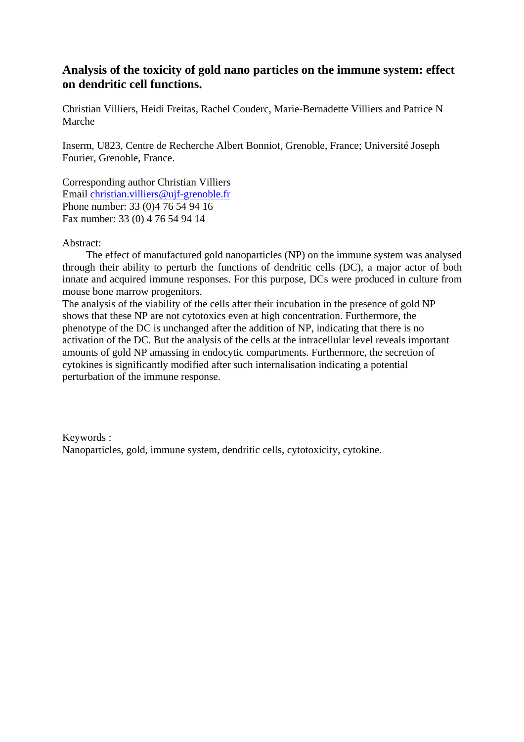# Analysis of the toxicity of gold nano particles on the immune system: effect on dendritic cell functions.

Christian Villiers, Heidi Freitas, Rachel Couderc, Marie-Bernadette Villiers and Patrice N Marche

Inserm, U823, Centre de Recherche Albert Bonniot, Grenoble, France; Université Joseph Fourier, Grenoble, France.

Corresponding author Christian Villiers  
Email christian.villiers@ujf-grenoble.fr  
Phone number: 33 (0)4 76 54 94 16  
Fax number: 33 (0) 4 76 54 94 14

Abstract:

The effect of manufactured gold nanoparticles (NP) on the immune system was analysed through their ability to perturb the functions of dendritic cells (DC), a major actor of both innate and acquired immune responses. For this purpose, DCs were produced in culture from mouse bone marrow progenitors.

The analysis of the viability of the cells after their incubation in the presence of gold NP shows that these NP are not cytotoxics even at high concentration. Furthermore, the phenotype of the DC is unchanged after the addition of NP, indicating that there is no activation of the DC. But the analysis of the cells at the intracellular level reveals important amounts of gold NP amassing in endocytic compartments. Furthermore, the secretion of cytokines is significantly modified after such internalisation indicating a potential perturbation of the immune response.

Keywords :  
Nanoparticles, gold, immune system, dendritic cells, cytotoxicity, cytokine.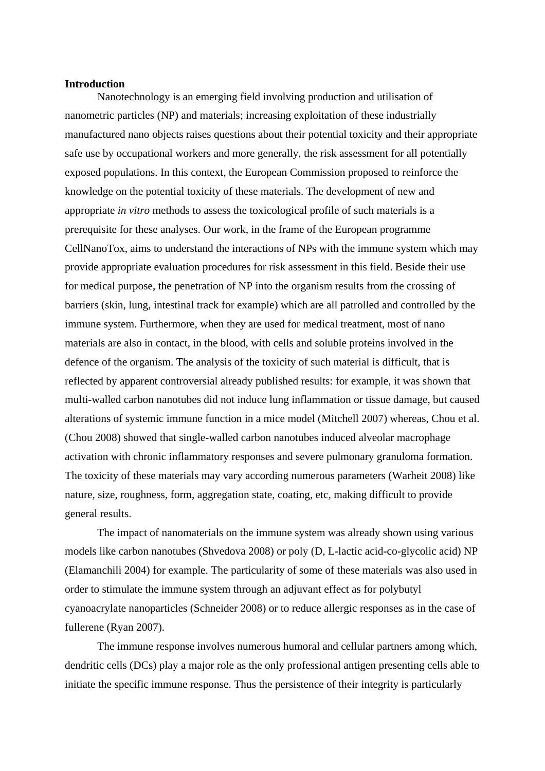**Introduction**

Nanotechnology is an emerging field involving production and utilisation of nanometric particles (NP) and materials; increasing exploitation of these industrially manufactured nano objects raises questions about their potential toxicity and their appropriate safe use by occupational workers and more generally, the risk assessment for all potentially exposed populations. In this context, the European Commission proposed to reinforce the knowledge on the potential toxicity of these materials. The development of new and appropriate *in vitro* methods to assess the toxicological profile of such materials is a prerequisite for these analyses. Our work, in the frame of the European programme CellNanoTox, aims to understand the interactions of NPs with the immune system which may provide appropriate evaluation procedures for risk assessment in this field. Beside their use for medical purpose, the penetration of NP into the organism results from the crossing of barriers (skin, lung, intestinal track for example) which are all patrolled and controlled by the immune system. Furthermore, when they are used for medical treatment, most of nano materials are also in contact, in the blood, with cells and soluble proteins involved in the defence of the organism. The analysis of the toxicity of such material is difficult, that is reflected by apparent controversial already published results: for example, it was shown that multi-walled carbon nanotubes did not induce lung inflammation or tissue damage, but caused alterations of systemic immune function in a mice model (Mitchell 2007) whereas, Chou et al. (Chou 2008) showed that single-walled carbon nanotubes induced alveolar macrophage activation with chronic inflammatory responses and severe pulmonary granuloma formation. The toxicity of these materials may vary according numerous parameters (Warheit 2008) like nature, size, roughness, form, aggregation state, coating, etc, making difficult to provide general results.

The impact of nanomaterials on the immune system was already shown using various models like carbon nanotubes (Shvedova 2008) or poly (D, L-lactic acid-co-glycolic acid) NP (Elamanchili 2004) for example. The particularity of some of these materials was also used in order to stimulate the immune system through an adjuvant effect as for polybutyl cyanoacrylate nanoparticles (Schneider 2008) or to reduce allergic responses as in the case of fullerene (Ryan 2007).

The immune response involves numerous humoral and cellular partners among which, dendritic cells (DCs) play a major role as the only professional antigen presenting cells able to initiate the specific immune response. Thus the persistence of their integrity is particularly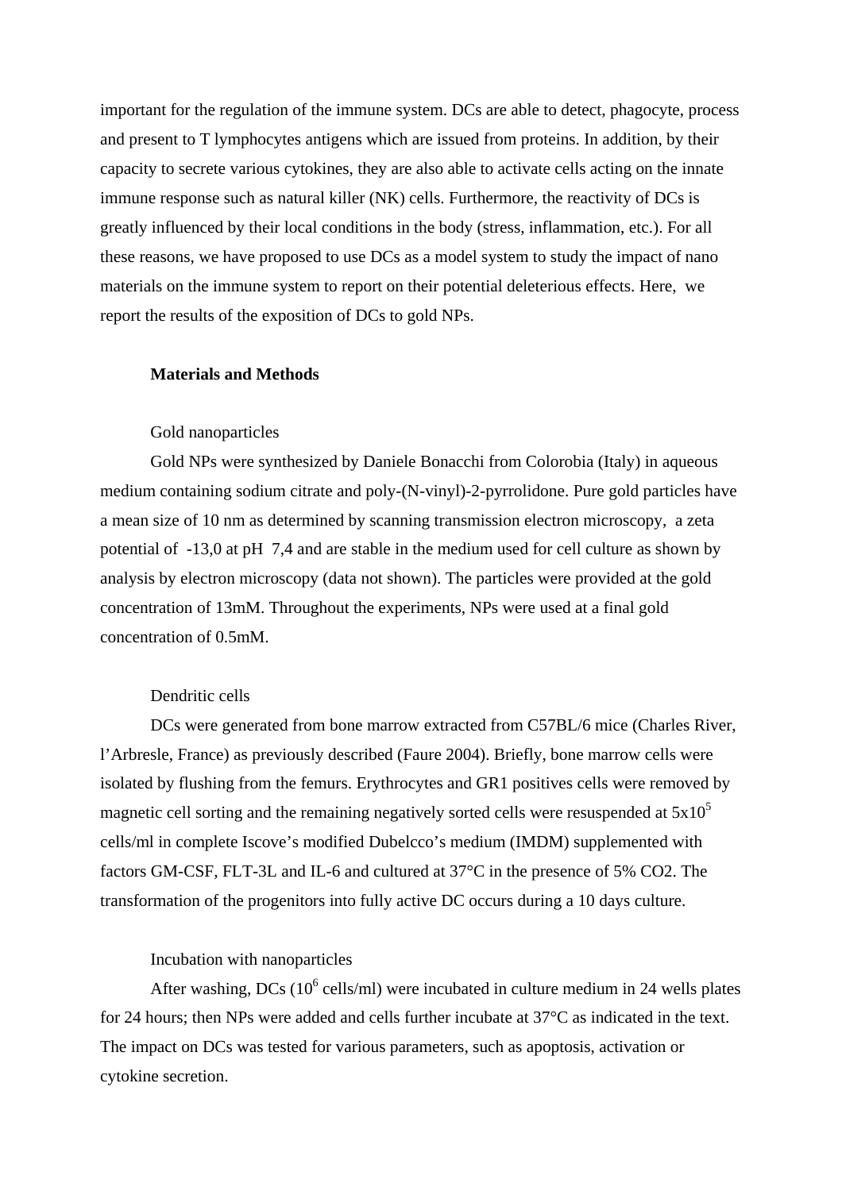important for the regulation of the immune system. DCs are able to detect, phagocyte, process and present to T lymphocytes antigens which are issued from proteins. In addition, by their capacity to secrete various cytokines, they are also able to activate cells acting on the innate immune response such as natural killer (NK) cells. Furthermore, the reactivity of DCs is greatly influenced by their local conditions in the body (stress, inflammation, etc.). For all these reasons, we have proposed to use DCs as a model system to study the impact of nano materials on the immune system to report on their potential deleterious effects. Here, we report the results of the exposition of DCs to gold NPs.

## Materials and Methods

### Gold nanoparticles

Gold NPs were synthesized by Daniele Bonacchi from Colorobia (Italy) in aqueous medium containing sodium citrate and poly-(N-vinyl)-2-pyrrolidone. Pure gold particles have a mean size of 10 nm as determined by scanning transmission electron microscopy, a zeta potential of -13,0 at pH 7,4 and are stable in the medium used for cell culture as shown by analysis by electron microscopy (data not shown). The particles were provided at the gold concentration of 13mM. Throughout the experiments, NPs were used at a final gold concentration of 0.5mM.

### Dendritic cells

DCs were generated from bone marrow extracted from C57BL/6 mice (Charles River, l'Arbresle, France) as previously described (Faure 2004). Briefly, bone marrow cells were isolated by flushing from the femurs. Erythrocytes and GR1 positives cells were removed by magnetic cell sorting and the remaining negatively sorted cells were resuspended at $5x10^5$ cells/ml in complete Iscove's modified Dubelcco's medium (IMDM) supplemented with factors GM-CSF, FLT-3L and IL-6 and cultured at 37°C in the presence of 5% CO2. The transformation of the progenitors into fully active DC occurs during a 10 days culture.

### Incubation with nanoparticles

After washing, DCs ($10^6$ cells/ml) were incubated in culture medium in 24 wells plates for 24 hours; then NPs were added and cells further incubate at 37°C as indicated in the text. The impact on DCs was tested for various parameters, such as apoptosis, activation or cytokine secretion.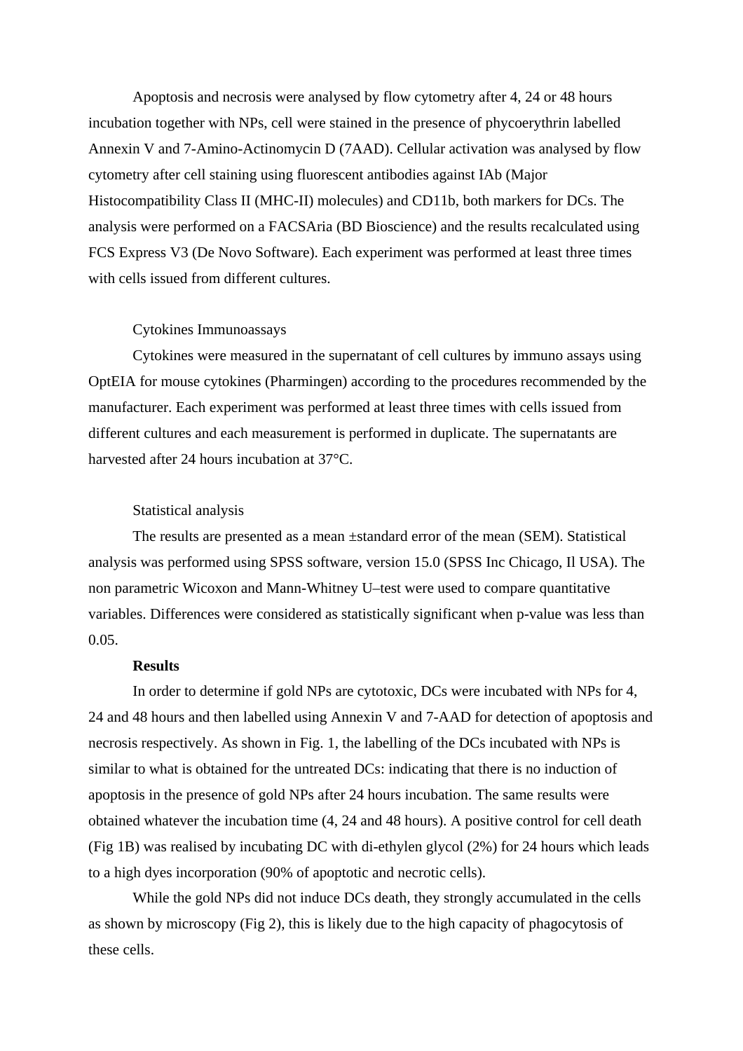Apoptosis and necrosis were analysed by flow cytometry after 4, 24 or 48 hours incubation together with NPs, cell were stained in the presence of phycoerythrin labelled Annexin V and 7-Amino-Actinomycin D (7AAD). Cellular activation was analysed by flow cytometry after cell staining using fluorescent antibodies against IAb (Major Histocompatibility Class II (MHC-II) molecules) and CD11b, both markers for DCs. The analysis were performed on a FACSAria (BD Bioscience) and the results recalculated using FCS Express V3 (De Novo Software). Each experiment was performed at least three times with cells issued from different cultures.

### Cytokines Immunoassays

Cytokines were measured in the supernatant of cell cultures by immuno assays using OptEIA for mouse cytokines (Pharmingen) according to the procedures recommended by the manufacturer. Each experiment was performed at least three times with cells issued from different cultures and each measurement is performed in duplicate. The supernatants are harvested after 24 hours incubation at 37°C.

### Statistical analysis

The results are presented as a mean ±standard error of the mean (SEM). Statistical analysis was performed using SPSS software, version 15.0 (SPSS Inc Chicago, Il USA). The non parametric Wicoxon and Mann-Whitney U–test were used to compare quantitative variables. Differences were considered as statistically significant when p-value was less than 0.05.

## Results

In order to determine if gold NPs are cytotoxic, DCs were incubated with NPs for 4, 24 and 48 hours and then labelled using Annexin V and 7-AAD for detection of apoptosis and necrosis respectively. As shown in Fig. 1, the labelling of the DCs incubated with NPs is similar to what is obtained for the untreated DCs: indicating that there is no induction of apoptosis in the presence of gold NPs after 24 hours incubation. The same results were obtained whatever the incubation time (4, 24 and 48 hours). A positive control for cell death (Fig 1B) was realised by incubating DC with di-ethylen glycol (2%) for 24 hours which leads to a high dyes incorporation (90% of apoptotic and necrotic cells).

While the gold NPs did not induce DCs death, they strongly accumulated in the cells as shown by microscopy (Fig 2), this is likely due to the high capacity of phagocytosis of these cells.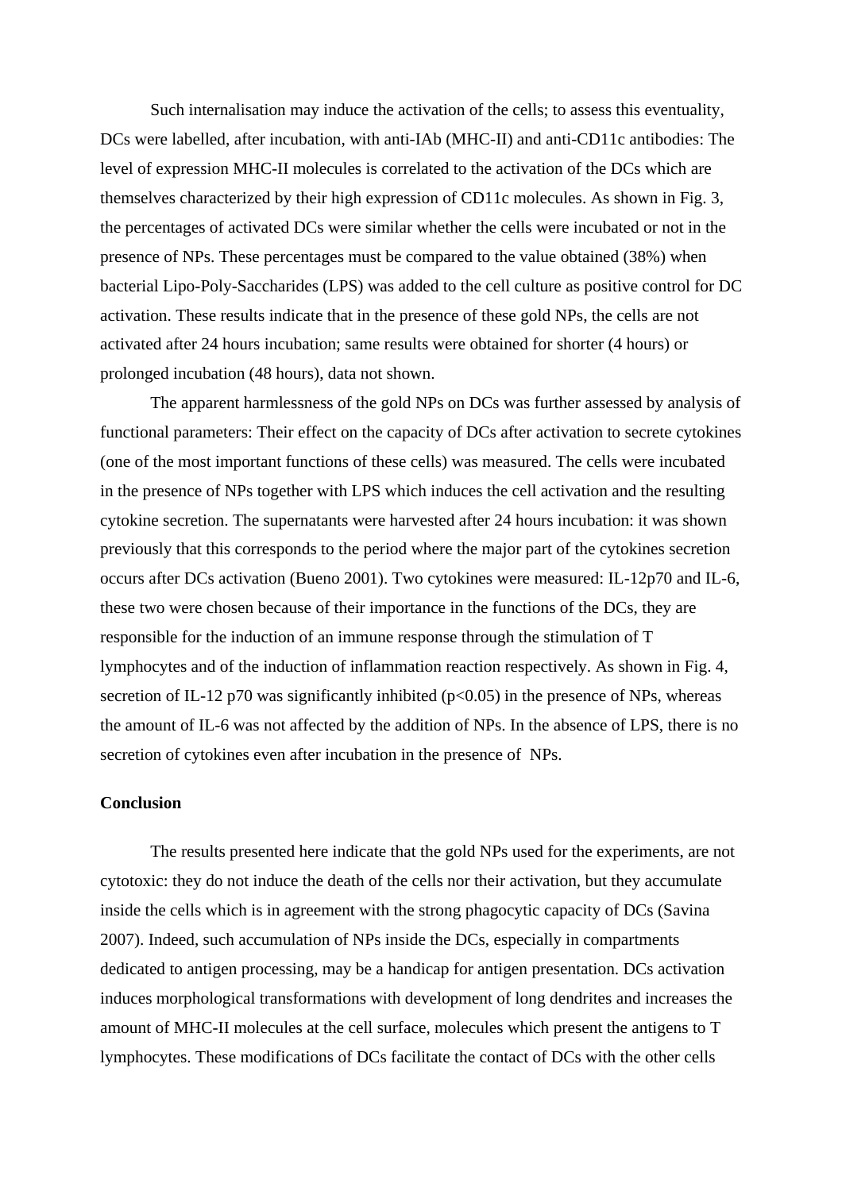Such internalisation may induce the activation of the cells; to assess this eventuality, DCs were labelled, after incubation, with anti-IAb (MHC-II) and anti-CD11c antibodies: The level of expression MHC-II molecules is correlated to the activation of the DCs which are themselves characterized by their high expression of CD11c molecules. As shown in Fig. 3, the percentages of activated DCs were similar whether the cells were incubated or not in the presence of NPs. These percentages must be compared to the value obtained (38%) when bacterial Lipo-Poly-Saccharides (LPS) was added to the cell culture as positive control for DC activation. These results indicate that in the presence of these gold NPs, the cells are not activated after 24 hours incubation; same results were obtained for shorter (4 hours) or prolonged incubation (48 hours), data not shown.

The apparent harmlessness of the gold NPs on DCs was further assessed by analysis of functional parameters: Their effect on the capacity of DCs after activation to secrete cytokines (one of the most important functions of these cells) was measured. The cells were incubated in the presence of NPs together with LPS which induces the cell activation and the resulting cytokine secretion. The supernatants were harvested after 24 hours incubation: it was shown previously that this corresponds to the period where the major part of the cytokines secretion occurs after DCs activation (Bueno 2001). Two cytokines were measured: IL-12p70 and IL-6, these two were chosen because of their importance in the functions of the DCs, they are responsible for the induction of an immune response through the stimulation of T lymphocytes and of the induction of inflammation reaction respectively. As shown in Fig. 4, secretion of IL-12 p70 was significantly inhibited ($p<0.05$) in the presence of NPs, whereas the amount of IL-6 was not affected by the addition of NPs. In the absence of LPS, there is no secretion of cytokines even after incubation in the presence of NPs.

## Conclusion

The results presented here indicate that the gold NPs used for the experiments, are not cytotoxic: they do not induce the death of the cells nor their activation, but they accumulate inside the cells which is in agreement with the strong phagocytic capacity of DCs (Savina 2007). Indeed, such accumulation of NPs inside the DCs, especially in compartments dedicated to antigen processing, may be a handicap for antigen presentation. DCs activation induces morphological transformations with development of long dendrites and increases the amount of MHC-II molecules at the cell surface, molecules which present the antigens to T lymphocytes. These modifications of DCs facilitate the contact of DCs with the other cells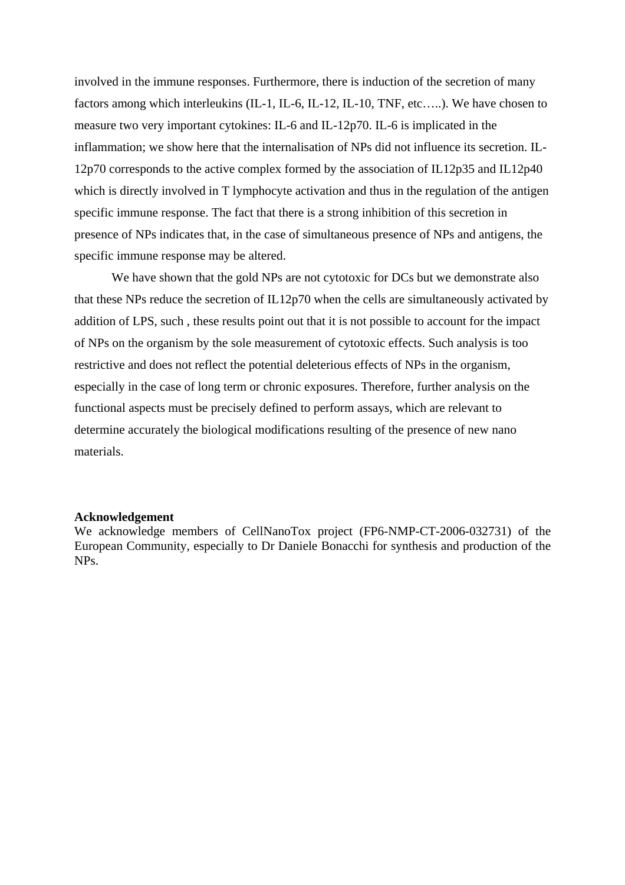involved in the immune responses. Furthermore, there is induction of the secretion of many factors among which interleukins (IL-1, IL-6, IL-12, IL-10, TNF, etc…..). We have chosen to measure two very important cytokines: IL-6 and IL-12p70. IL-6 is implicated in the inflammation; we show here that the internalisation of NPs did not influence its secretion. IL-12p70 corresponds to the active complex formed by the association of IL12p35 and IL12p40 which is directly involved in T lymphocyte activation and thus in the regulation of the antigen specific immune response. The fact that there is a strong inhibition of this secretion in presence of NPs indicates that, in the case of simultaneous presence of NPs and antigens, the specific immune response may be altered.

We have shown that the gold NPs are not cytotoxic for DCs but we demonstrate also that these NPs reduce the secretion of IL12p70 when the cells are simultaneously activated by addition of LPS, such , these results point out that it is not possible to account for the impact of NPs on the organism by the sole measurement of cytotoxic effects. Such analysis is too restrictive and does not reflect the potential deleterious effects of NPs in the organism, especially in the case of long term or chronic exposures. Therefore, further analysis on the functional aspects must be precisely defined to perform assays, which are relevant to determine accurately the biological modifications resulting of the presence of new nano materials.

**Acknowledgement**

We acknowledge members of CellNanoTox project (FP6-NMP-CT-2006-032731) of the European Community, especially to Dr Daniele Bonacchi for synthesis and production of the NPs.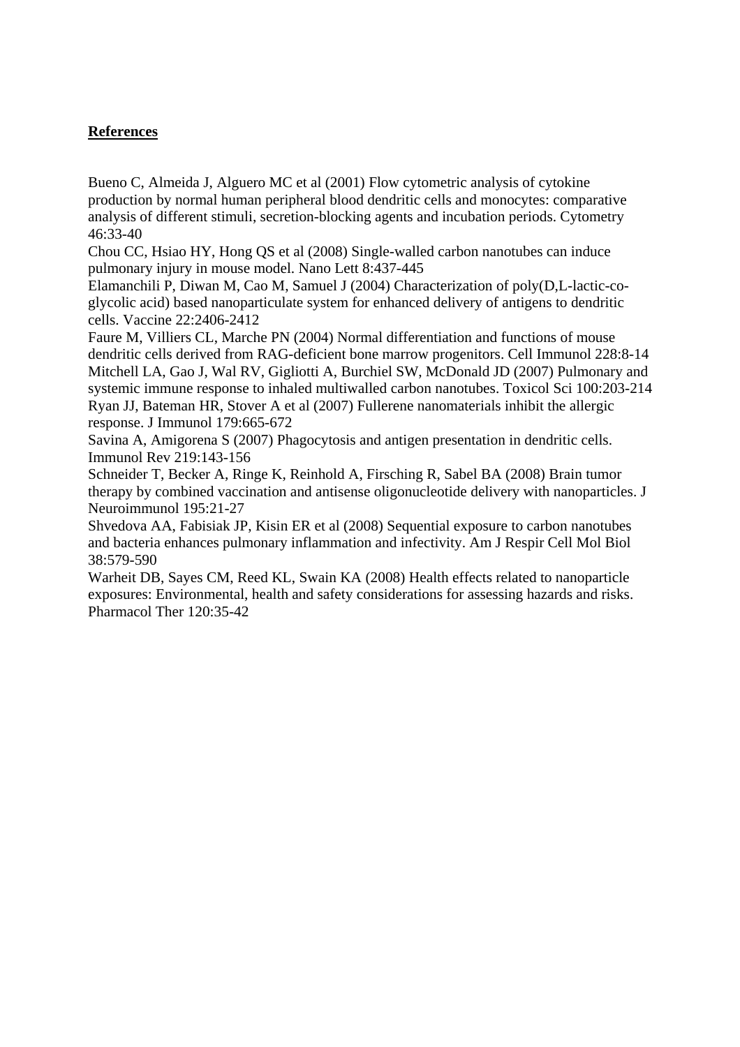**References**

Bueno C, Almeida J, Alguero MC et al (2001) Flow cytometric analysis of cytokine production by normal human peripheral blood dendritic cells and monocytes: comparative analysis of different stimuli, secretion-blocking agents and incubation periods. Cytometry 46:33-40

Chou CC, Hsiao HY, Hong QS et al (2008) Single-walled carbon nanotubes can induce pulmonary injury in mouse model. Nano Lett 8:437-445

Elamanchili P, Diwan M, Cao M, Samuel J (2004) Characterization of poly(D,L-lactic-co-glycolic acid) based nanoparticulate system for enhanced delivery of antigens to dendritic cells. Vaccine 22:2406-2412

Faure M, Villiers CL, Marche PN (2004) Normal differentiation and functions of mouse dendritic cells derived from RAG-deficient bone marrow progenitors. Cell Immunol 228:8-14

Mitchell LA, Gao J, Wal RV, Gigliotti A, Burchiel SW, McDonald JD (2007) Pulmonary and systemic immune response to inhaled multiwalled carbon nanotubes. Toxicol Sci 100:203-214

Ryan JJ, Bateman HR, Stover A et al (2007) Fullerene nanomaterials inhibit the allergic response. J Immunol 179:665-672

Savina A, Amigorena S (2007) Phagocytosis and antigen presentation in dendritic cells. Immunol Rev 219:143-156

Schneider T, Becker A, Ringe K, Reinhold A, Firsching R, Sabel BA (2008) Brain tumor therapy by combined vaccination and antisense oligonucleotide delivery with nanoparticles. J Neuroimmunol 195:21-27

Shvedova AA, Fabisiak JP, Kisin ER et al (2008) Sequential exposure to carbon nanotubes and bacteria enhances pulmonary inflammation and infectivity. Am J Respir Cell Mol Biol 38:579-590

Warheit DB, Sayes CM, Reed KL, Swain KA (2008) Health effects related to nanoparticle exposures: Environmental, health and safety considerations for assessing hazards and risks. Pharmacol Ther 120:35-42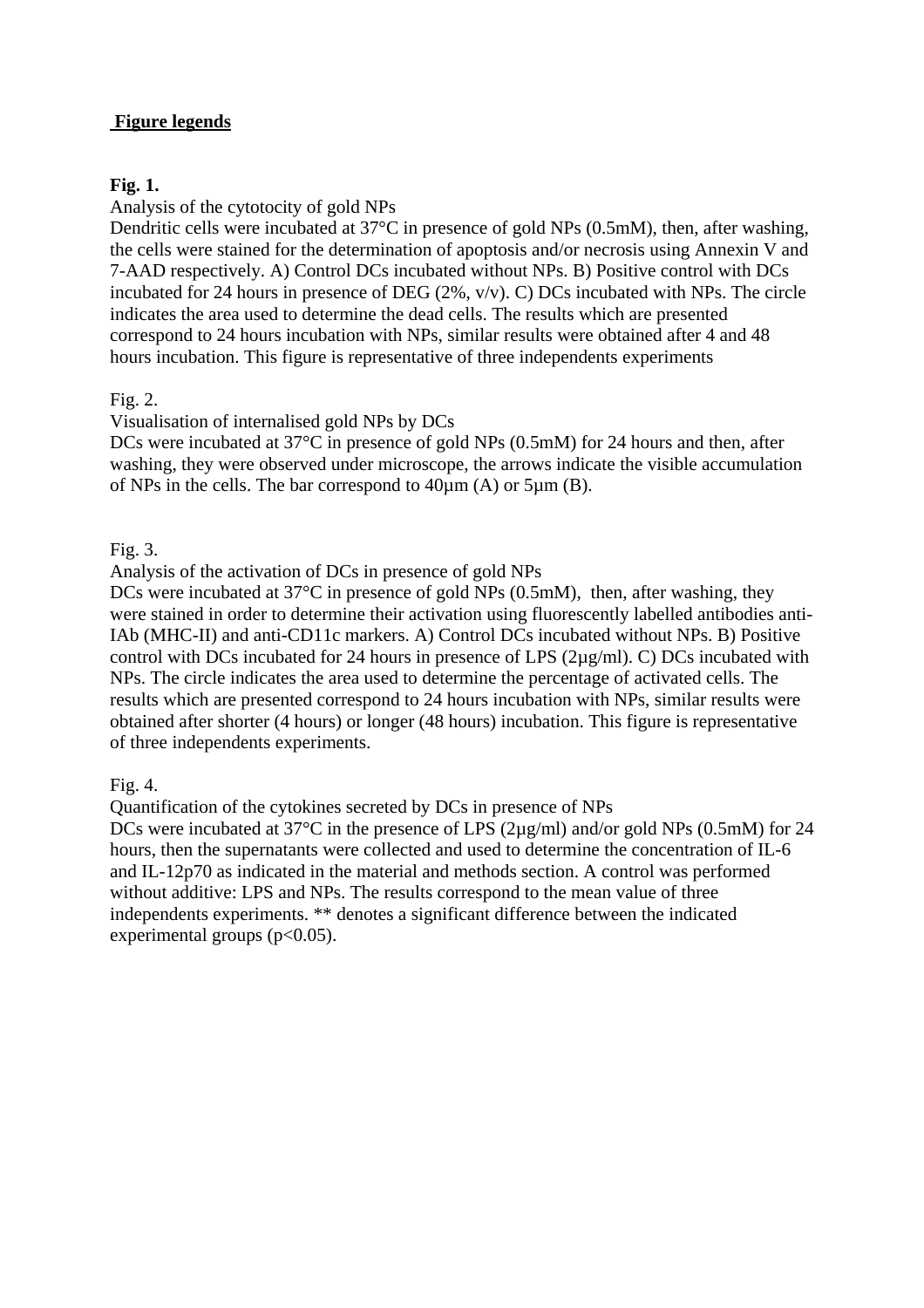## **Figure legends**

**Fig. 1.**

Analysis of the cytotocity of gold NPs

Dendritic cells were incubated at 37°C in presence of gold NPs (0.5mM), then, after washing, the cells were stained for the determination of apoptosis and/or necrosis using Annexin V and 7-AAD respectively. A) Control DCs incubated without NPs. B) Positive control with DCs incubated for 24 hours in presence of DEG (2%, v/v). C) DCs incubated with NPs. The circle indicates the area used to determine the dead cells. The results which are presented correspond to 24 hours incubation with NPs, similar results were obtained after 4 and 48 hours incubation. This figure is representative of three independents experiments

Fig. 2.

Visualisation of internalised gold NPs by DCs

DCs were incubated at 37°C in presence of gold NPs (0.5mM) for 24 hours and then, after washing, they were observed under microscope, the arrows indicate the visible accumulation of NPs in the cells. The bar correspond to 40µm (A) or 5µm (B).

Fig. 3.

Analysis of the activation of DCs in presence of gold NPs

DCs were incubated at 37°C in presence of gold NPs (0.5mM), then, after washing, they were stained in order to determine their activation using fluorescently labelled antibodies anti-IAb (MHC-II) and anti-CD11c markers. A) Control DCs incubated without NPs. B) Positive control with DCs incubated for 24 hours in presence of LPS (2µg/ml). C) DCs incubated with NPs. The circle indicates the area used to determine the percentage of activated cells. The results which are presented correspond to 24 hours incubation with NPs, similar results were obtained after shorter (4 hours) or longer (48 hours) incubation. This figure is representative of three independents experiments.

Fig. 4.

Quantification of the cytokines secreted by DCs in presence of NPs

DCs were incubated at 37°C in the presence of LPS (2µg/ml) and/or gold NPs (0.5mM) for 24 hours, then the supernatants were collected and used to determine the concentration of IL-6 and IL-12p70 as indicated in the material and methods section. A control was performed without additive: LPS and NPs. The results correspond to the mean value of three independents experiments. ** denotes a significant difference between the indicated experimental groups ($p<0.05$).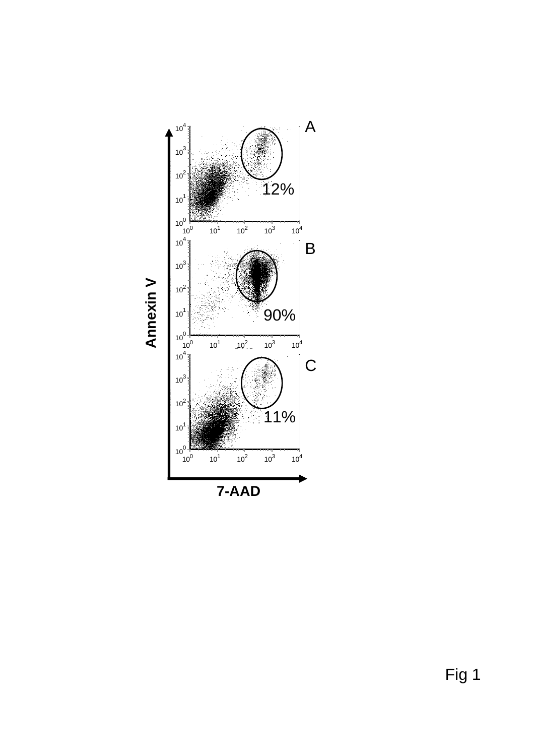Fig 1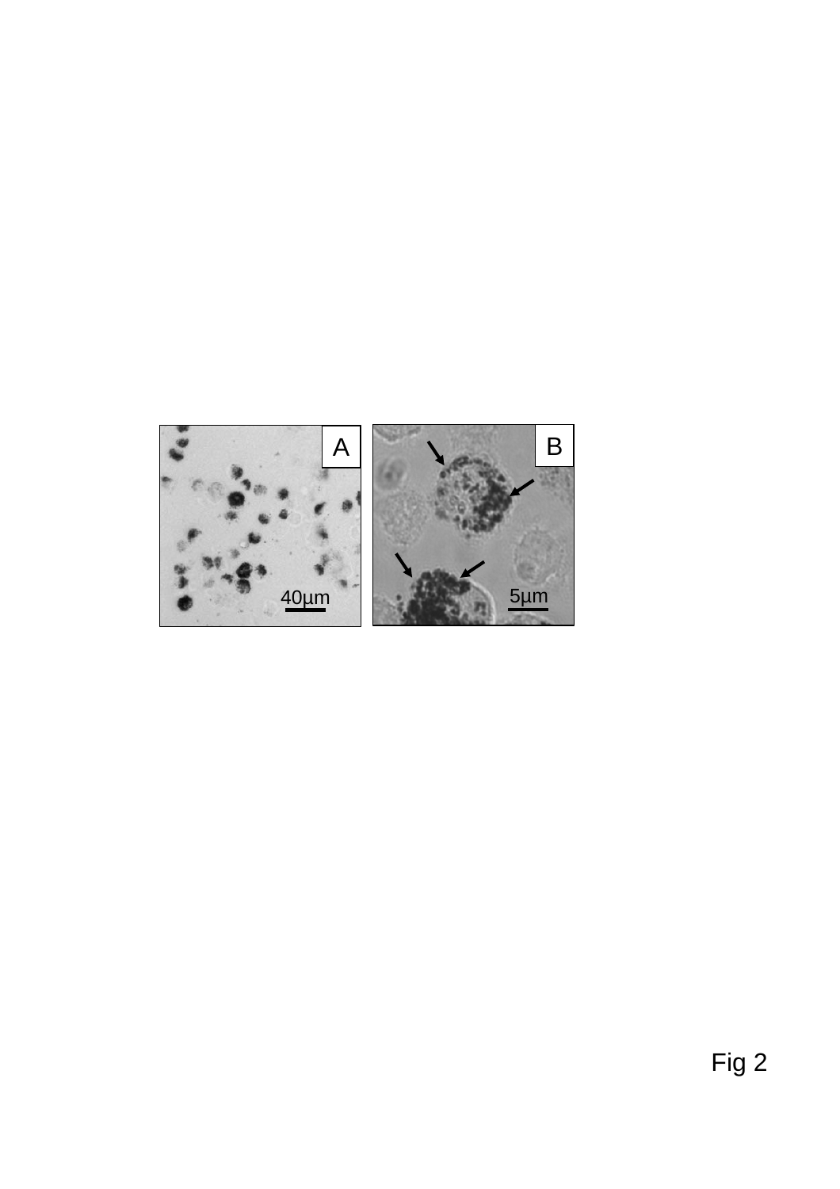Fig 2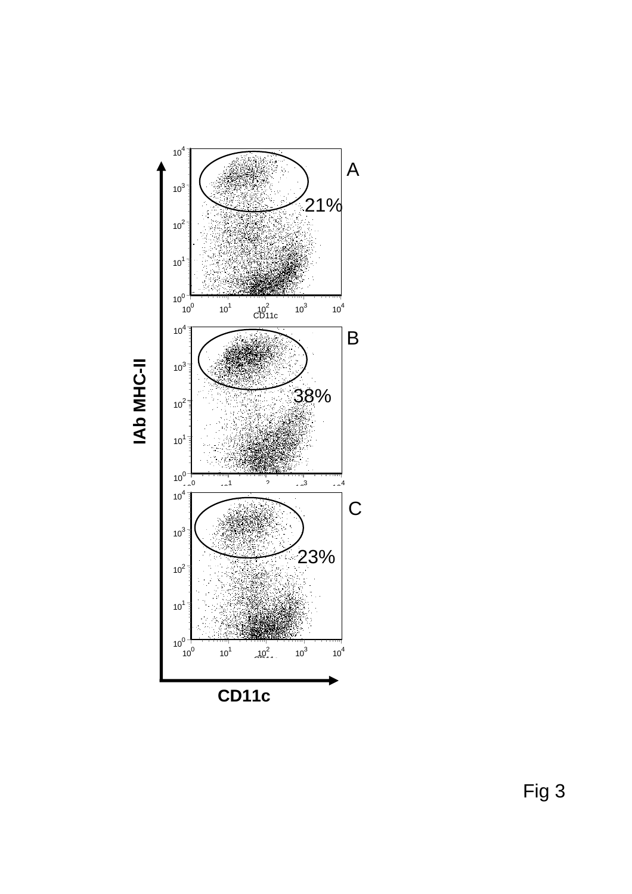IAb MHC-II

A

21%

B

38%

C

23%

CD11c

Fig 3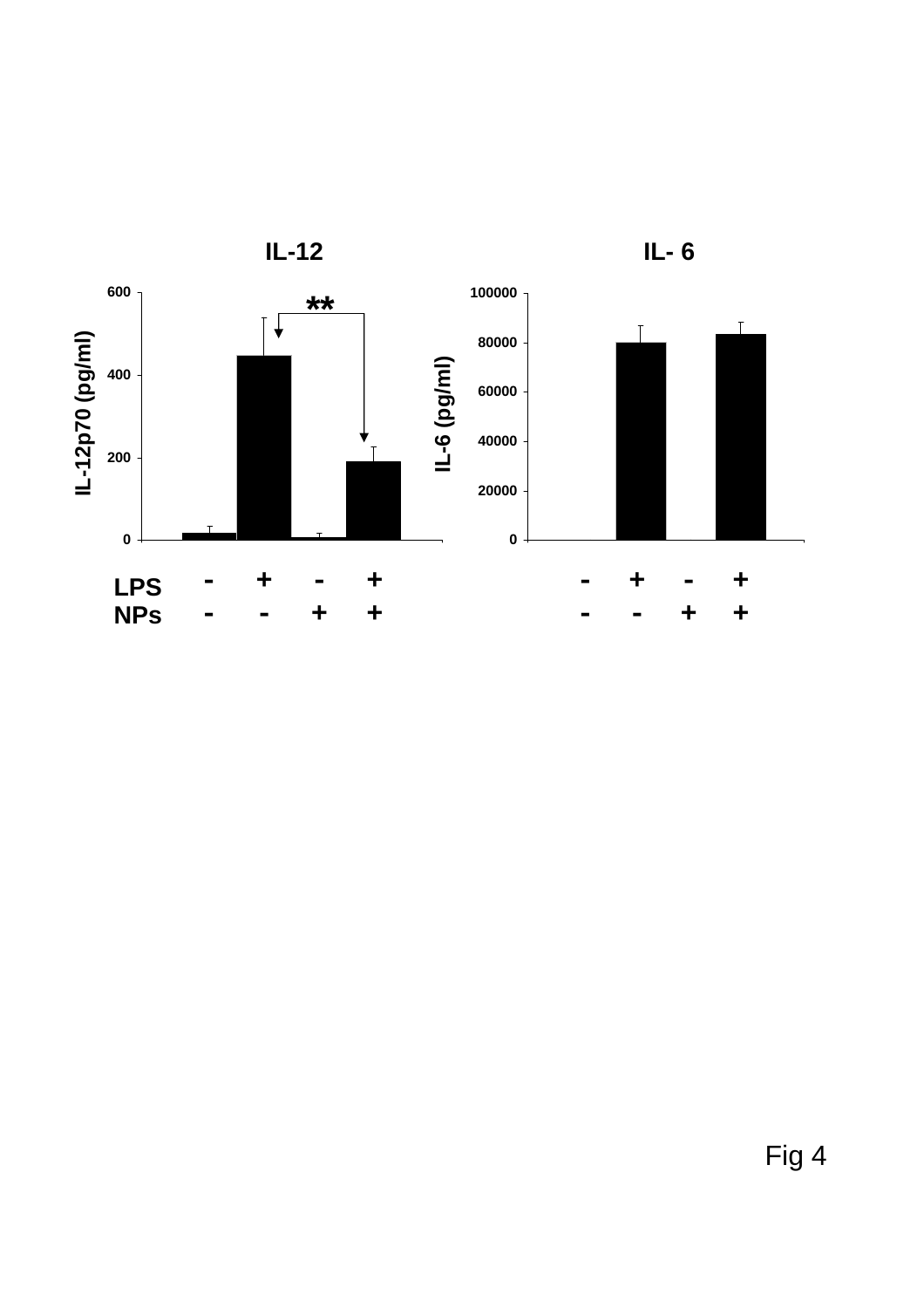IL-12

600
400
200
0

IL-12p70 (pg/ml)

**

IL- 6

100000
80000
60000
40000
20000
0

IL-6 (pg/ml)

LPS - + - +
NPs - - + +

- + - +
- - + +

Fig 4